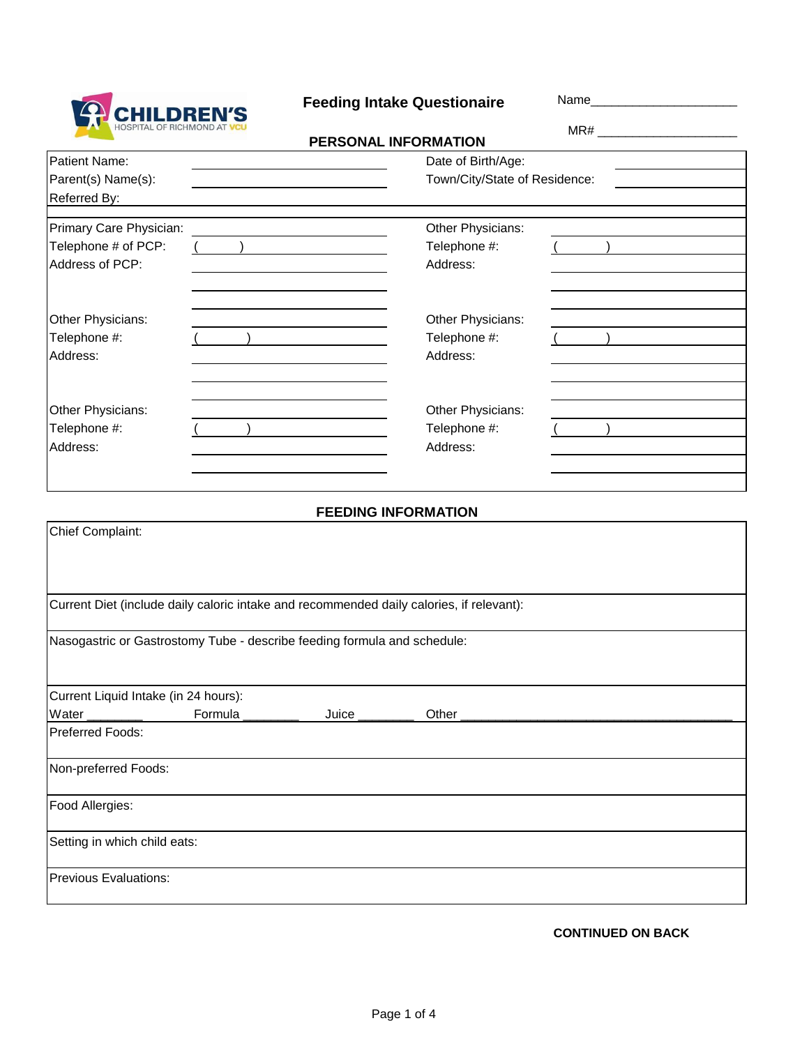CHILDREN'S
HOSPITAL OF RICHMOND AT VCU

# Feeding Intake Questionaire

Name____________________

MR# ____________________

## PERSONAL INFORMATION

| | | | |
|---|---|---|---|
| Patient Name: | | Date of Birth/Age: | |
| Parent(s) Name(s): | | Town/City/State of Residence: | |
| Referred By: | | | |
| Primary Care Physician: | | Other Physicians: | |
| Telephone # of PCP: | (    ) | Telephone #: | (    ) |
| Address of PCP: | | Address: | |
| Other Physicians: | | Other Physicians: | |
| Telephone #: | (    ) | Telephone #: | (    ) |
| Address: | | Address: | |
| Other Physicians: | | Other Physicians: | |
| Telephone #: | (    ) | Telephone #: | (    ) |
| Address: | | Address: | |

## FEEDING INFORMATION

Chief Complaint:

Current Diet (include daily caloric intake and recommended daily calories, if relevant):

Nasogastric or Gastrostomy Tube - describe feeding formula and schedule:

Current Liquid Intake (in 24 hours):

Water ________ Formula ________ Juice ________ Other ________________________________________

Preferred Foods:

Non-preferred Foods:

Food Allergies:

Setting in which child eats:

Previous Evaluations:

**CONTINUED ON BACK**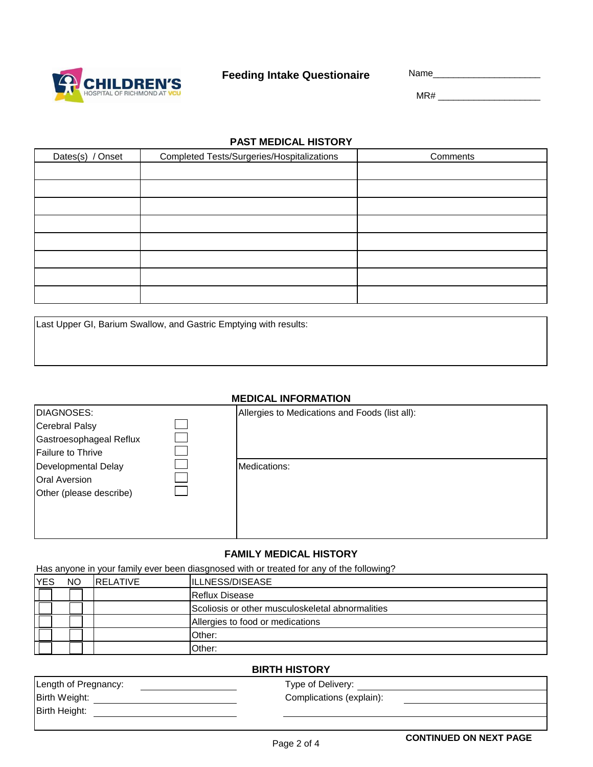CHILDREN'S HOSPITAL OF RICHMOND AT VCU

# Feeding Intake Questionaire

Name____________________

MR# ____________________

## PAST MEDICAL HISTORY

| Dates(s) / Onset | Completed Tests/Surgeries/Hospitalizations | Comments |
|---|---|---|
| | | |
| | | |
| | | |
| | | |
| | | |
| | | |
| | | |
| | | |

Last Upper GI, Barium Swallow, and Gastric Emptying with results:

## MEDICAL INFORMATION

| DIAGNOSES: | | Allergies to Medications and Foods (list all): |
|---|---|---|
| Cerebral Palsy | ☐ | |
| Gastroesophageal Reflux | ☐ | |
| Failure to Thrive | ☐ | |
| Developmental Delay | ☐ | Medications: |
| Oral Aversion | ☐ | |
| Other (please describe) | ☐ | |

## FAMILY MEDICAL HISTORY

Has anyone in your family ever been diasgnosed with or treated for any of the following?

| YES | NO | RELATIVE | ILLNESS/DISEASE |
|---|---|---|---|
| ☐ | ☐ | | Reflux Disease |
| ☐ | ☐ | | Scoliosis or other musculoskeletal abnormalities |
| ☐ | ☐ | | Allergies to food or medications |
| ☐ | ☐ | | Other: |
| ☐ | ☐ | | Other: |

## BIRTH HISTORY

Length of Pregnancy: ____________________

Birth Weight: ____________________

Birth Height: ____________________

Type of Delivery: ____________________

Complications (explain): ____________________

**CONTINUED ON NEXT PAGE**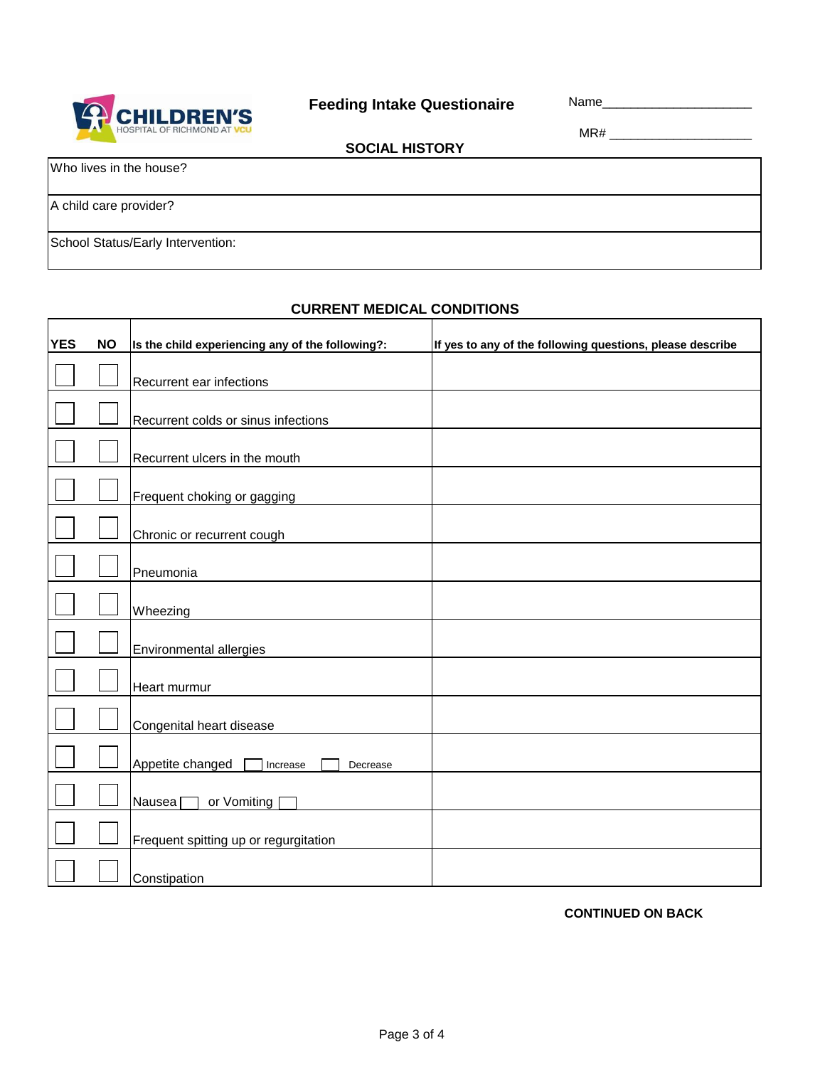# Feeding Intake Questionaire

Name____________________

MR# ____________________

## SOCIAL HISTORY

| Who lives in the house? |
|---|
| A child care provider? |
| School Status/Early Intervention: |

## CURRENT MEDICAL CONDITIONS

| YES | NO | Is the child experiencing any of the following?: | If yes to any of the following questions, please describe |
|---|---|---|---|
| ☐ | ☐ | Recurrent ear infections | |
| ☐ | ☐ | Recurrent colds or sinus infections | |
| ☐ | ☐ | Recurrent ulcers in the mouth | |
| ☐ | ☐ | Frequent choking or gagging | |
| ☐ | ☐ | Chronic or recurrent cough | |
| ☐ | ☐ | Pneumonia | |
| ☐ | ☐ | Wheezing | |
| ☐ | ☐ | Environmental allergies | |
| ☐ | ☐ | Heart murmur | |
| ☐ | ☐ | Congenital heart disease | |
| ☐ | ☐ | Appetite changed ☐ Increase ☐ Decrease | |
| ☐ | ☐ | Nausea ☐ or Vomiting ☐ | |
| ☐ | ☐ | Frequent spitting up or regurgitation | |
| ☐ | ☐ | Constipation | |

**CONTINUED ON BACK**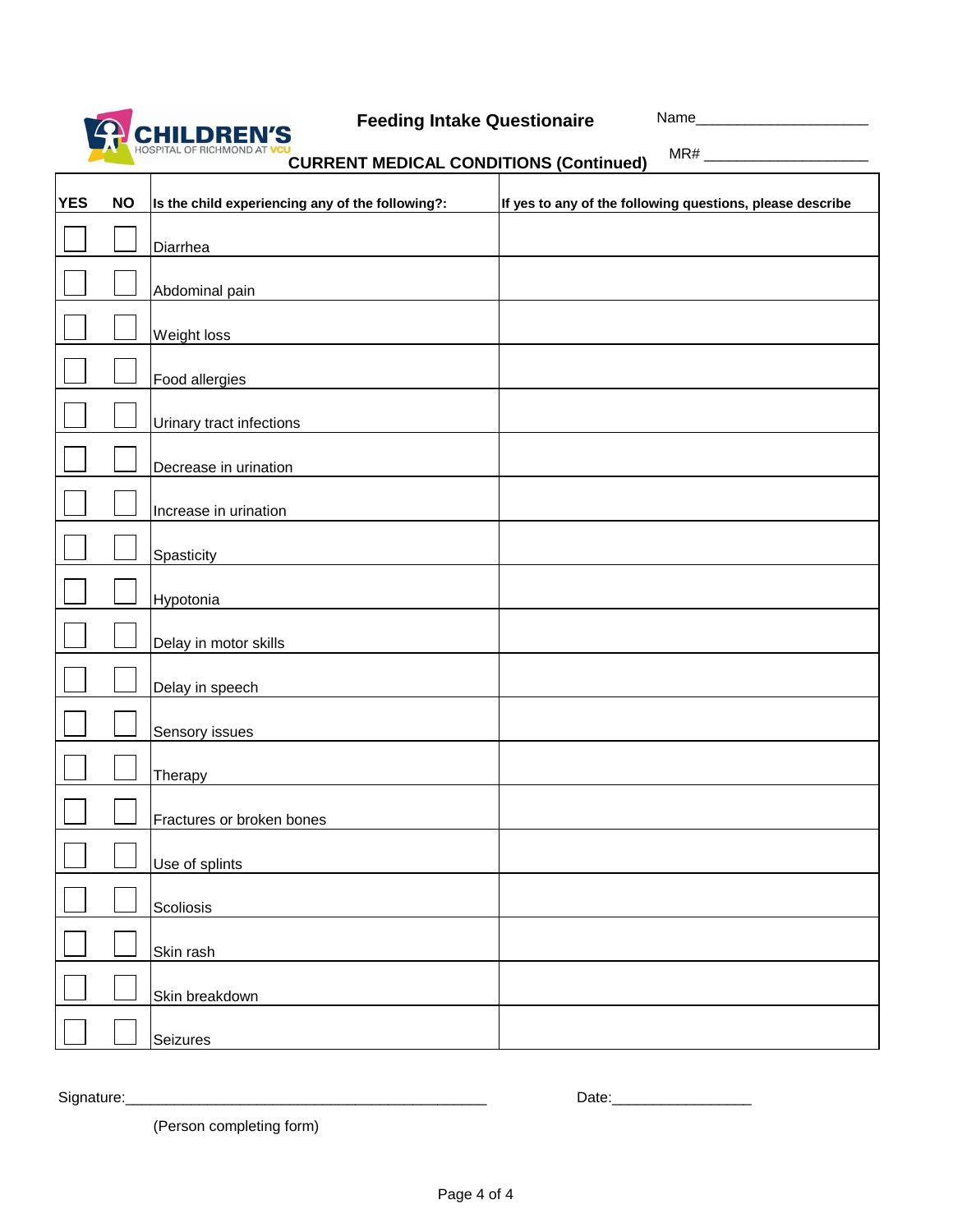CHILDREN'S HOSPITAL OF RICHMOND AT VCU

# Feeding Intake Questionaire

Name____________________

MR# ___________________

## CURRENT MEDICAL CONDITIONS (Continued)

| YES | NO | Is the child experiencing any of the following?: | If yes to any of the following questions, please describe |
|---|---|---|---|
| ☐ | ☐ | Diarrhea | |
| ☐ | ☐ | Abdominal pain | |
| ☐ | ☐ | Weight loss | |
| ☐ | ☐ | Food allergies | |
| ☐ | ☐ | Urinary tract infections | |
| ☐ | ☐ | Decrease in urination | |
| ☐ | ☐ | Increase in urination | |
| ☐ | ☐ | Spasticity | |
| ☐ | ☐ | Hypotonia | |
| ☐ | ☐ | Delay in motor skills | |
| ☐ | ☐ | Delay in speech | |
| ☐ | ☐ | Sensory issues | |
| ☐ | ☐ | Therapy | |
| ☐ | ☐ | Fractures or broken bones | |
| ☐ | ☐ | Use of splints | |
| ☐ | ☐ | Scoliosis | |
| ☐ | ☐ | Skin rash | |
| ☐ | ☐ | Skin breakdown | |
| ☐ | ☐ | Seizures | |

Signature:_____________________________________________ Date:_________________

(Person completing form)